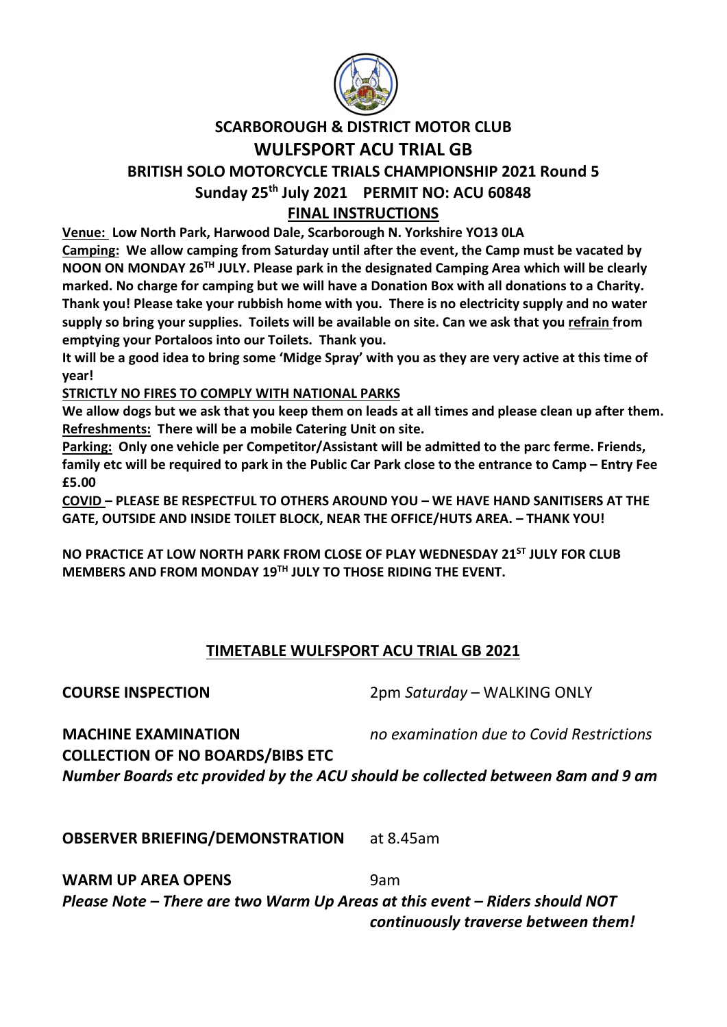# SCARBOROUGH & DISTRICT MOTOR CLUB

## WULFSPORT ACU TRIAL GB

### BRITISH SOLO MOTORCYCLE TRIALS CHAMPIONSHIP 2021 Round 5

### Sunday 25th July 2021 PERMIT NO: ACU 60848

### FINAL INSTRUCTIONS

**Venue: Low North Park, Harwood Dale, Scarborough N. Yorkshire YO13 0LA**

**Camping: We allow camping from Saturday until after the event, the Camp must be vacated by NOON ON MONDAY 26TH JULY. Please park in the designated Camping Area which will be clearly marked. No charge for camping but we will have a Donation Box with all donations to a Charity. Thank you! Please take your rubbish home with you. There is no electricity supply and no water supply so bring your supplies. Toilets will be available on site. Can we ask that you refrain from emptying your Portaloos into our Toilets. Thank you.**

**It will be a good idea to bring some 'Midge Spray' with you as they are very active at this time of year!**

**STRICTLY NO FIRES TO COMPLY WITH NATIONAL PARKS**

**We allow dogs but we ask that you keep them on leads at all times and please clean up after them.**

**Refreshments: There will be a mobile Catering Unit on site.**

**Parking: Only one vehicle per Competitor/Assistant will be admitted to the parc ferme. Friends, family etc will be required to park in the Public Car Park close to the entrance to Camp – Entry Fee £5.00**

**COVID – PLEASE BE RESPECTFUL TO OTHERS AROUND YOU – WE HAVE HAND SANITISERS AT THE GATE, OUTSIDE AND INSIDE TOILET BLOCK, NEAR THE OFFICE/HUTS AREA. – THANK YOU!**

**NO PRACTICE AT LOW NORTH PARK FROM CLOSE OF PLAY WEDNESDAY 21ST JULY FOR CLUB MEMBERS AND FROM MONDAY 19TH JULY TO THOSE RIDING THE EVENT.**

## TIMETABLE WULFSPORT ACU TRIAL GB 2021

**COURSE INSPECTION** 2pm *Saturday* – WALKING ONLY

**MACHINE EXAMINATION** *no examination due to Covid Restrictions*

**COLLECTION OF NO BOARDS/BIBS ETC**

***Number Boards etc provided by the ACU should be collected between 8am and 9 am***

**OBSERVER BRIEFING/DEMONSTRATION** at 8.45am

**WARM UP AREA OPENS** 9am

***Please Note – There are two Warm Up Areas at this event – Riders should NOT continuously traverse between them!***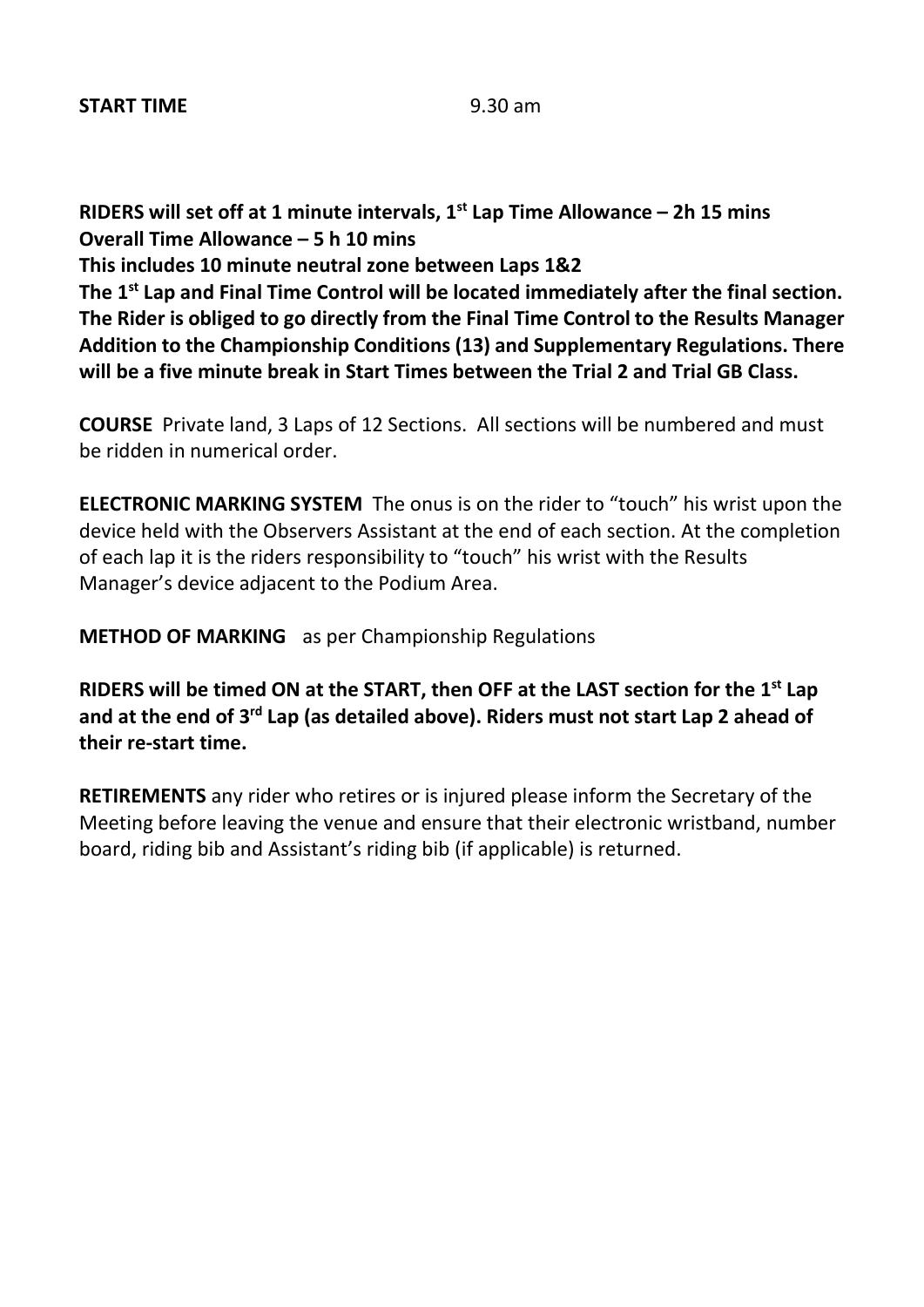**START TIME** 9.30 am

**RIDERS will set off at 1 minute intervals, 1st Lap Time Allowance – 2h 15 mins**
**Overall Time Allowance – 5 h 10 mins**
**This includes 10 minute neutral zone between Laps 1&2**
**The 1st Lap and Final Time Control will be located immediately after the final section. The Rider is obliged to go directly from the Final Time Control to the Results Manager Addition to the Championship Conditions (13) and Supplementary Regulations. There will be a five minute break in Start Times between the Trial 2 and Trial GB Class.**

**COURSE** Private land, 3 Laps of 12 Sections. All sections will be numbered and must be ridden in numerical order.

**ELECTRONIC MARKING SYSTEM** The onus is on the rider to "touch" his wrist upon the device held with the Observers Assistant at the end of each section. At the completion of each lap it is the riders responsibility to "touch" his wrist with the Results Manager's device adjacent to the Podium Area.

**METHOD OF MARKING** as per Championship Regulations

**RIDERS will be timed ON at the START, then OFF at the LAST section for the 1st Lap and at the end of 3rd Lap (as detailed above). Riders must not start Lap 2 ahead of their re-start time.**

**RETIREMENTS** any rider who retires or is injured please inform the Secretary of the Meeting before leaving the venue and ensure that their electronic wristband, number board, riding bib and Assistant's riding bib (if applicable) is returned.